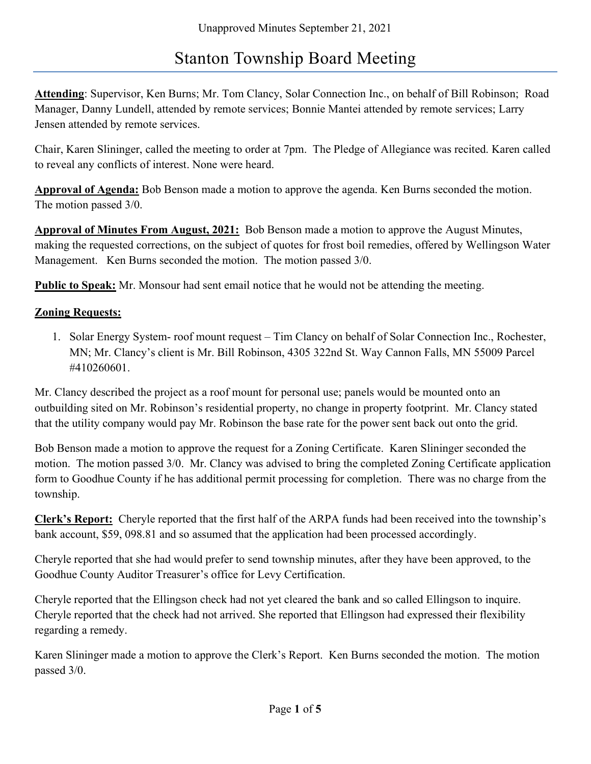Unapproved Minutes September 21, 2021

# Stanton Township Board Meeting

**Attending**: Supervisor, Ken Burns; Mr. Tom Clancy, Solar Connection Inc., on behalf of Bill Robinson; Road Manager, Danny Lundell, attended by remote services; Bonnie Mantei attended by remote services; Larry Jensen attended by remote services.

Chair, Karen Slininger, called the meeting to order at 7pm. The Pledge of Allegiance was recited. Karen called to reveal any conflicts of interest. None were heard.

**Approval of Agenda:** Bob Benson made a motion to approve the agenda. Ken Burns seconded the motion. The motion passed 3/0.

**Approval of Minutes From August, 2021:** Bob Benson made a motion to approve the August Minutes, making the requested corrections, on the subject of quotes for frost boil remedies, offered by Wellingson Water Management. Ken Burns seconded the motion. The motion passed 3/0.

**Public to Speak:** Mr. Monsour had sent email notice that he would not be attending the meeting.

**Zoning Requests:**

1. Solar Energy System- roof mount request – Tim Clancy on behalf of Solar Connection Inc., Rochester, MN; Mr. Clancy's client is Mr. Bill Robinson, 4305 322nd St. Way Cannon Falls, MN 55009 Parcel #410260601.

Mr. Clancy described the project as a roof mount for personal use; panels would be mounted onto an outbuilding sited on Mr. Robinson's residential property, no change in property footprint. Mr. Clancy stated that the utility company would pay Mr. Robinson the base rate for the power sent back out onto the grid.

Bob Benson made a motion to approve the request for a Zoning Certificate. Karen Slininger seconded the motion. The motion passed 3/0. Mr. Clancy was advised to bring the completed Zoning Certificate application form to Goodhue County if he has additional permit processing for completion. There was no charge from the township.

**Clerk's Report:** Cheryle reported that the first half of the ARPA funds had been received into the township's bank account, $59, 098.81 and so assumed that the application had been processed accordingly.

Cheryle reported that she had would prefer to send township minutes, after they have been approved, to the Goodhue County Auditor Treasurer's office for Levy Certification.

Cheryle reported that the Ellingson check had not yet cleared the bank and so called Ellingson to inquire. Cheryle reported that the check had not arrived. She reported that Ellingson had expressed their flexibility regarding a remedy.

Karen Slininger made a motion to approve the Clerk's Report. Ken Burns seconded the motion. The motion passed 3/0.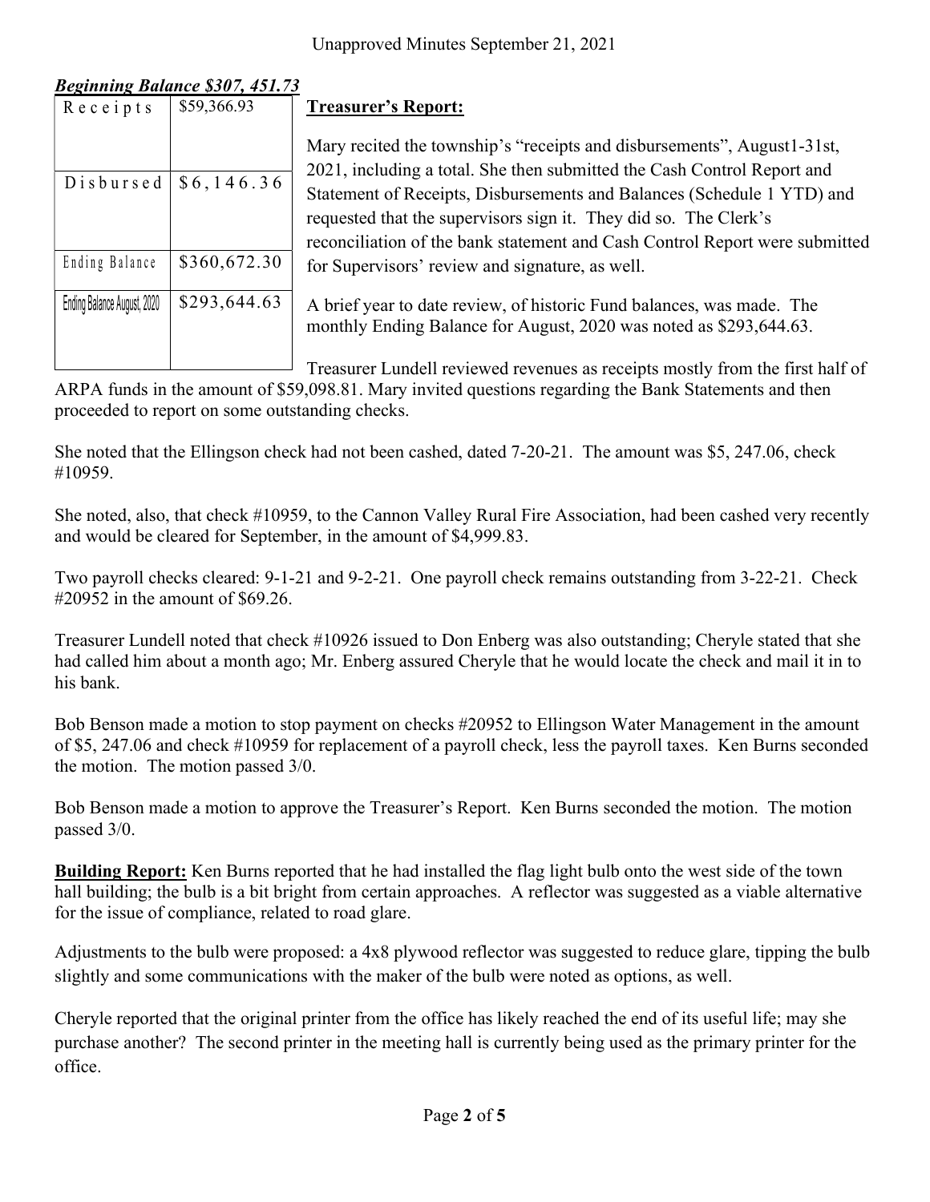Unapproved Minutes September 21, 2021

***Beginning Balance $307, 451.73***

| Receipts | $59,366.93 |
|---|---|
| Disbursed | $6,146.36 |
| Ending Balance | $360,672.30 |
| Ending Balance August, 2020 | $293,644.63 |

**Treasurer's Report:**

Mary recited the township's "receipts and disbursements", August1-31st, 2021, including a total. She then submitted the Cash Control Report and Statement of Receipts, Disbursements and Balances (Schedule 1 YTD) and requested that the supervisors sign it. They did so. The Clerk's reconciliation of the bank statement and Cash Control Report were submitted for Supervisors' review and signature, as well.

A brief year to date review, of historic Fund balances, was made. The monthly Ending Balance for August, 2020 was noted as $293,644.63.

Treasurer Lundell reviewed revenues as receipts mostly from the first half of ARPA funds in the amount of $59,098.81. Mary invited questions regarding the Bank Statements and then proceeded to report on some outstanding checks.

She noted that the Ellingson check had not been cashed, dated 7-20-21. The amount was $5, 247.06, check #10959.

She noted, also, that check #10959, to the Cannon Valley Rural Fire Association, had been cashed very recently and would be cleared for September, in the amount of $4,999.83.

Two payroll checks cleared: 9-1-21 and 9-2-21. One payroll check remains outstanding from 3-22-21. Check #20952 in the amount of $69.26.

Treasurer Lundell noted that check #10926 issued to Don Enberg was also outstanding; Cheryle stated that she had called him about a month ago; Mr. Enberg assured Cheryle that he would locate the check and mail it in to his bank.

Bob Benson made a motion to stop payment on checks #20952 to Ellingson Water Management in the amount of $5, 247.06 and check #10959 for replacement of a payroll check, less the payroll taxes. Ken Burns seconded the motion. The motion passed 3/0.

Bob Benson made a motion to approve the Treasurer's Report. Ken Burns seconded the motion. The motion passed 3/0.

**Building Report:** Ken Burns reported that he had installed the flag light bulb onto the west side of the town hall building; the bulb is a bit bright from certain approaches. A reflector was suggested as a viable alternative for the issue of compliance, related to road glare.

Adjustments to the bulb were proposed: a 4x8 plywood reflector was suggested to reduce glare, tipping the bulb slightly and some communications with the maker of the bulb were noted as options, as well.

Cheryle reported that the original printer from the office has likely reached the end of its useful life; may she purchase another? The second printer in the meeting hall is currently being used as the primary printer for the office.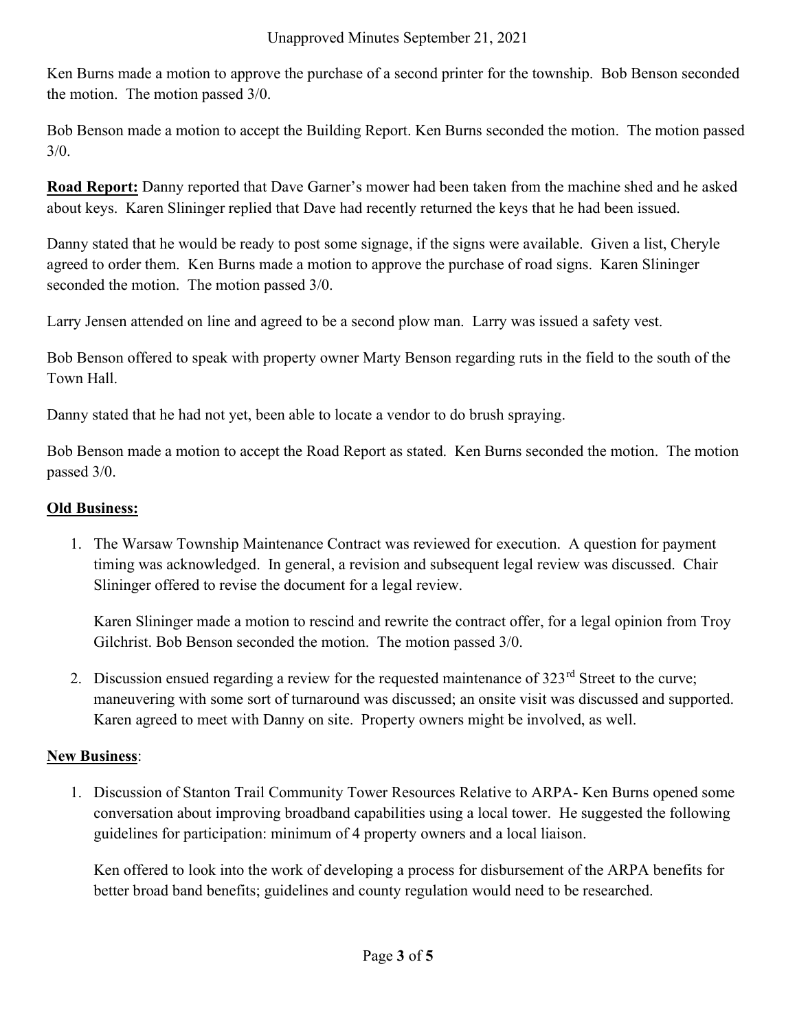Ken Burns made a motion to approve the purchase of a second printer for the township. Bob Benson seconded the motion. The motion passed 3/0.

Bob Benson made a motion to accept the Building Report. Ken Burns seconded the motion. The motion passed 3/0.

**Road Report:** Danny reported that Dave Garner's mower had been taken from the machine shed and he asked about keys. Karen Slininger replied that Dave had recently returned the keys that he had been issued.

Danny stated that he would be ready to post some signage, if the signs were available. Given a list, Cheryle agreed to order them. Ken Burns made a motion to approve the purchase of road signs. Karen Slininger seconded the motion. The motion passed 3/0.

Larry Jensen attended on line and agreed to be a second plow man. Larry was issued a safety vest.

Bob Benson offered to speak with property owner Marty Benson regarding ruts in the field to the south of the Town Hall.

Danny stated that he had not yet, been able to locate a vendor to do brush spraying.

Bob Benson made a motion to accept the Road Report as stated. Ken Burns seconded the motion. The motion passed 3/0.

**Old Business:**

1. The Warsaw Township Maintenance Contract was reviewed for execution. A question for payment timing was acknowledged. In general, a revision and subsequent legal review was discussed. Chair Slininger offered to revise the document for a legal review.

   Karen Slininger made a motion to rescind and rewrite the contract offer, for a legal opinion from Troy Gilchrist. Bob Benson seconded the motion. The motion passed 3/0.

2. Discussion ensued regarding a review for the requested maintenance of 323rd Street to the curve; maneuvering with some sort of turnaround was discussed; an onsite visit was discussed and supported. Karen agreed to meet with Danny on site. Property owners might be involved, as well.

**New Business**:

1. Discussion of Stanton Trail Community Tower Resources Relative to ARPA- Ken Burns opened some conversation about improving broadband capabilities using a local tower. He suggested the following guidelines for participation: minimum of 4 property owners and a local liaison.

   Ken offered to look into the work of developing a process for disbursement of the ARPA benefits for better broad band benefits; guidelines and county regulation would need to be researched.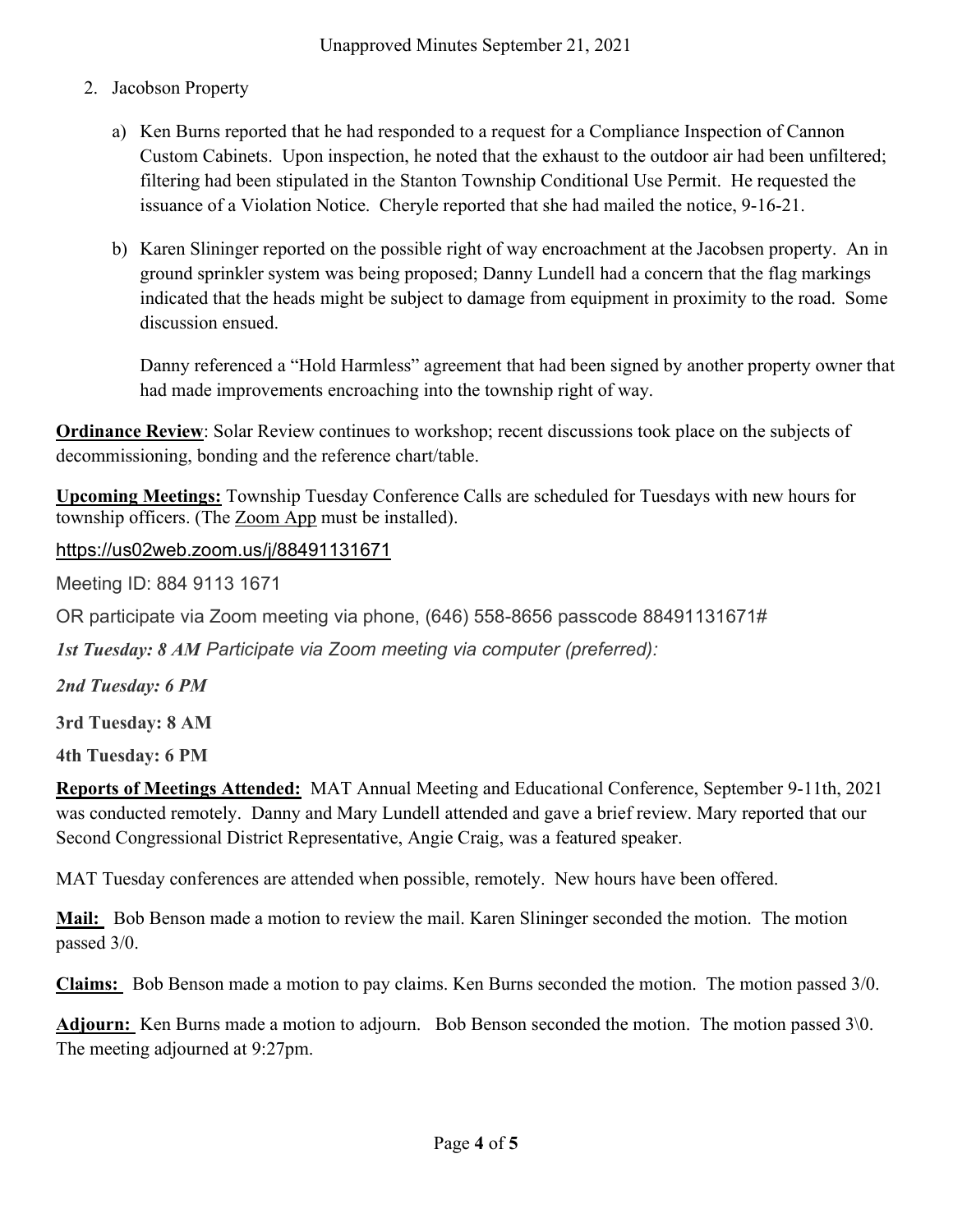2. Jacobson Property

   a) Ken Burns reported that he had responded to a request for a Compliance Inspection of Cannon Custom Cabinets. Upon inspection, he noted that the exhaust to the outdoor air had been unfiltered; filtering had been stipulated in the Stanton Township Conditional Use Permit. He requested the issuance of a Violation Notice. Cheryle reported that she had mailed the notice, 9-16-21.

   b) Karen Slininger reported on the possible right of way encroachment at the Jacobsen property. An in ground sprinkler system was being proposed; Danny Lundell had a concern that the flag markings indicated that the heads might be subject to damage from equipment in proximity to the road. Some discussion ensued.

      Danny referenced a "Hold Harmless" agreement that had been signed by another property owner that had made improvements encroaching into the township right of way.

**Ordinance Review**: Solar Review continues to workshop; recent discussions took place on the subjects of decommissioning, bonding and the reference chart/table.

**Upcoming Meetings:** Township Tuesday Conference Calls are scheduled for Tuesdays with new hours for township officers. (The Zoom App must be installed).

https://us02web.zoom.us/j/88491131671

Meeting ID: 884 9113 1671

OR participate via Zoom meeting via phone, (646) 558-8656 passcode 88491131671#

***1st Tuesday: 8 AM** Participate via Zoom meeting via computer (preferred):*

***2nd Tuesday: 6 PM***

**3rd Tuesday: 8 AM**

**4th Tuesday: 6 PM**

**Reports of Meetings Attended:** MAT Annual Meeting and Educational Conference, September 9-11th, 2021 was conducted remotely. Danny and Mary Lundell attended and gave a brief review. Mary reported that our Second Congressional District Representative, Angie Craig, was a featured speaker.

MAT Tuesday conferences are attended when possible, remotely. New hours have been offered.

**Mail:** Bob Benson made a motion to review the mail. Karen Slininger seconded the motion. The motion passed 3/0.

**Claims:** Bob Benson made a motion to pay claims. Ken Burns seconded the motion. The motion passed 3/0.

**Adjourn:** Ken Burns made a motion to adjourn. Bob Benson seconded the motion. The motion passed 3\0. The meeting adjourned at 9:27pm.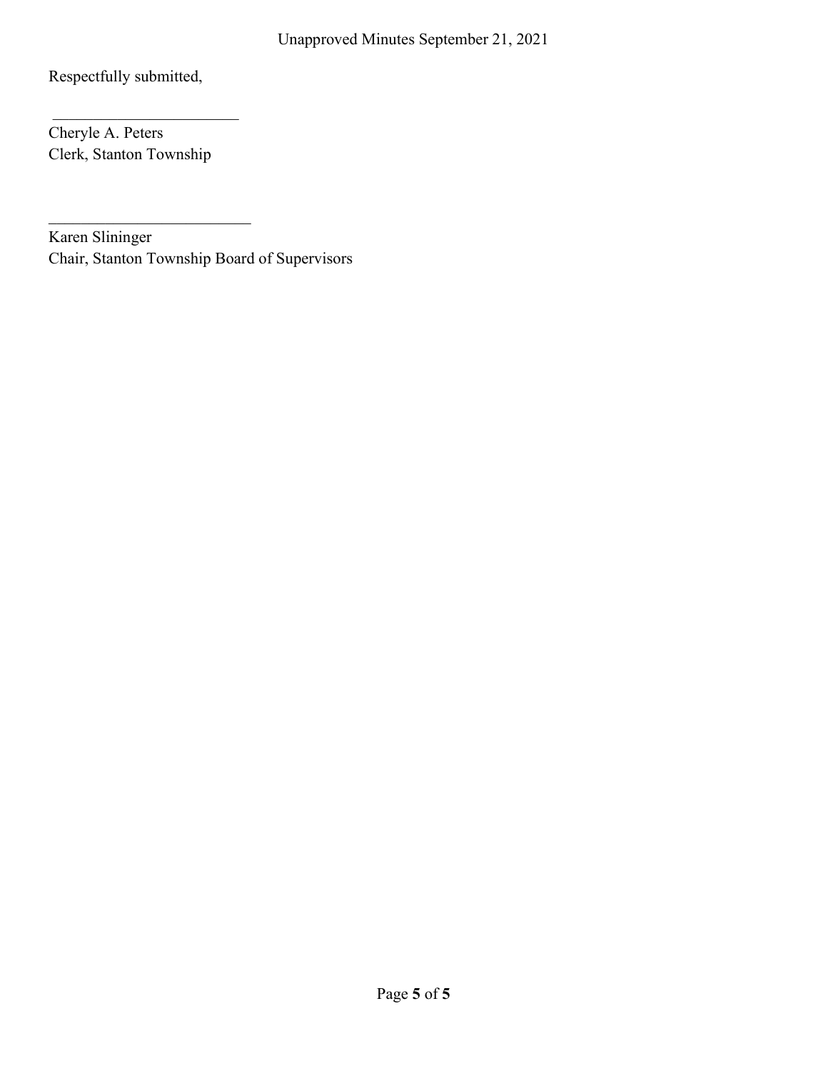Respectfully submitted,

\_\_\_\_\_\_\_\_\_\_\_\_\_\_\_\_\_\_\_\_\_\_\_\_

Cheryle A. Peters
Clerk, Stanton Township

\_\_\_\_\_\_\_\_\_\_\_\_\_\_\_\_\_\_\_\_\_\_\_\_\_

Karen Slininger
Chair, Stanton Township Board of Supervisors